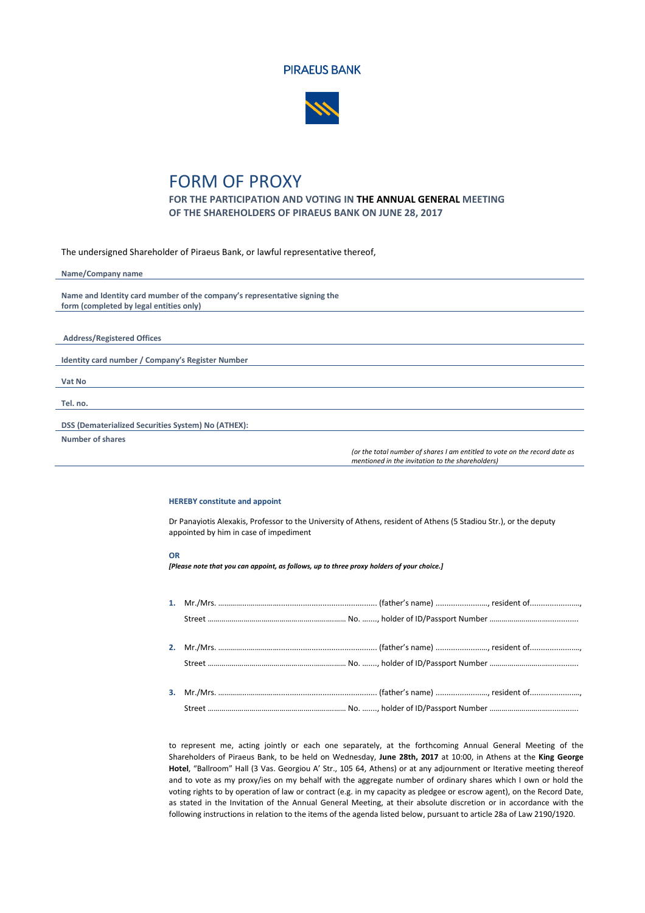PIRAEUS BANK

# FORM OF PROXY

**FOR THE PARTICIPATION AND VOTING IN THE ANNUAL GENERAL MEETING OF THE SHAREHOLDERS OF PIRAEUS BANK ON JUNE 28, 2017**

The undersigned Shareholder of Piraeus Bank, or lawful representative thereof,

**Name/Company name**

**Name and Identity card number of the company's representative signing the form (completed by legal entities only)**

**Address/Registered Offices**

**Identity card number / Company's Register Number**

**Vat No**

**Tel. no.**

**DSS (Dematerialized Securities System) No (ATHEX):**

**Number of shares**

*(or the total number of shares I am entitled to vote on the record date as mentioned in the invitation to the shareholders)*

**HEREBY constitute and appoint**

Dr Panayiotis Alexakis, Professor to the University of Athens, resident of Athens (5 Stadiou Str.), or the deputy appointed by him in case of impediment

**OR**

***[Please note that you can appoint, as follows, up to three proxy holders of your choice.]***

**1.** Mr./Mrs. ............................................................................ (father's name) ........................, resident of......................., Street .................................................................... No. ......., holder of ID/Passport Number ..........................................

**2.** Mr./Mrs. ............................................................................ (father's name) ........................, resident of......................., Street .................................................................... No. ......., holder of ID/Passport Number ..........................................

**3.** Mr./Mrs. ............................................................................ (father's name) ........................, resident of......................., Street .................................................................... No. ......., holder of ID/Passport Number ..........................................

to represent me, acting jointly or each one separately, at the forthcoming Annual General Meeting of the Shareholders of Piraeus Bank, to be held on Wednesday, **June 28th, 2017** at 10:00, in Athens at the **King George Hotel**, "Ballroom" Hall (3 Vas. Georgiou A' Str., 105 64, Athens) or at any adjournment or Iterative meeting thereof and to vote as my proxy/ies on my behalf with the aggregate number of ordinary shares which I own or hold the voting rights to by operation of law or contract (e.g. in my capacity as pledgee or escrow agent), on the Record Date, as stated in the Invitation of the Annual General Meeting, at their absolute discretion or in accordance with the following instructions in relation to the items of the agenda listed below, pursuant to article 28a of Law 2190/1920.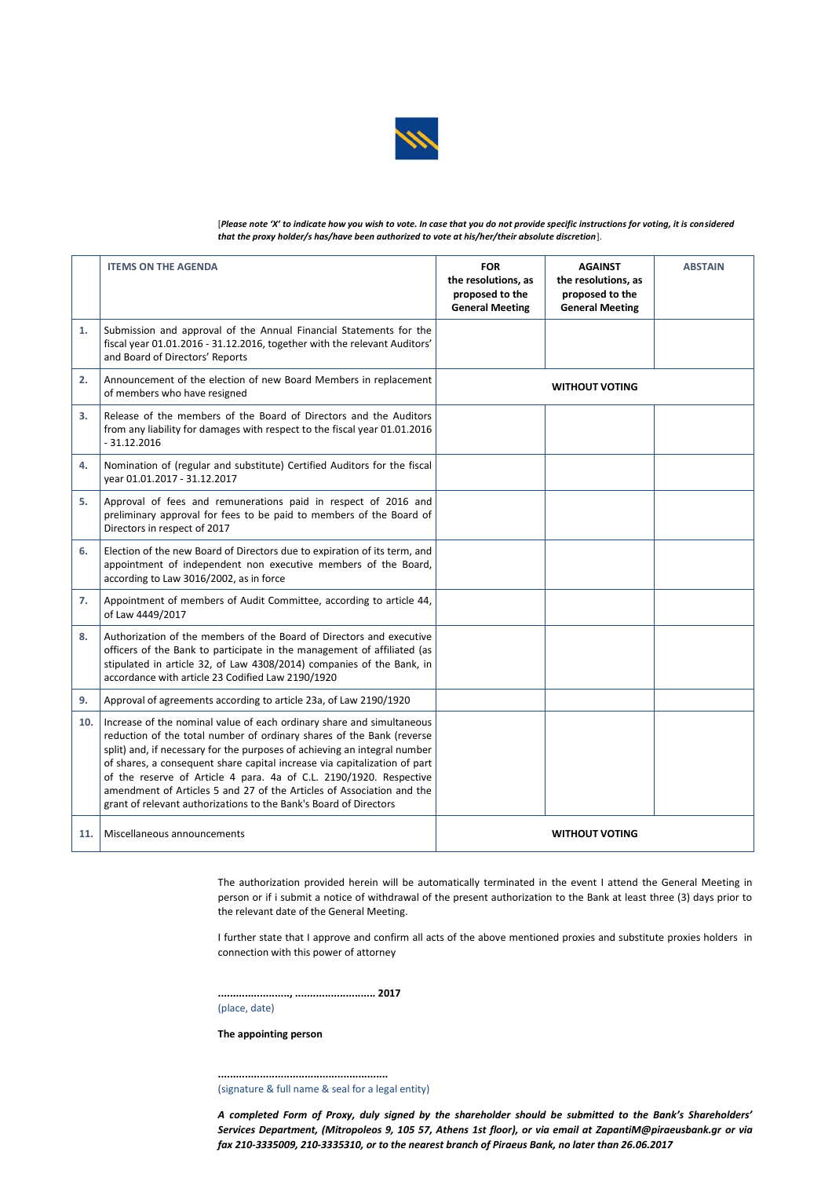[*Please note 'X' to indicate how you wish to vote. In case that you do not provide specific instructions for voting, it is considered that the proxy holder/s has/have been authorized to vote at his/her/their absolute discretion*].

| | ITEMS ON THE AGENDA | FOR the resolutions, as proposed to the General Meeting | AGAINST the resolutions, as proposed to the General Meeting | ABSTAIN |
|---|---|---|---|---|
| 1. | Submission and approval of the Annual Financial Statements for the fiscal year 01.01.2016 - 31.12.2016, together with the relevant Auditors' and Board of Directors' Reports | | | |
| 2. | Announcement of the election of new Board Members in replacement of members who have resigned | | WITHOUT VOTING | |
| 3. | Release of the members of the Board of Directors and the Auditors from any liability for damages with respect to the fiscal year 01.01.2016 - 31.12.2016 | | | |
| 4. | Nomination of (regular and substitute) Certified Auditors for the fiscal year 01.01.2017 - 31.12.2017 | | | |
| 5. | Approval of fees and remunerations paid in respect of 2016 and preliminary approval for fees to be paid to members of the Board of Directors in respect of 2017 | | | |
| 6. | Election of the new Board of Directors due to expiration of its term, and appointment of independent non executive members of the Board, according to Law 3016/2002, as in force | | | |
| 7. | Appointment of members of Audit Committee, according to article 44, of Law 4449/2017 | | | |
| 8. | Authorization of the members of the Board of Directors and executive officers of the Bank to participate in the management of affiliated (as stipulated in article 32, of Law 4308/2014) companies of the Bank, in accordance with article 23 Codified Law 2190/1920 | | | |
| 9. | Approval of agreements according to article 23a, of Law 2190/1920 | | | |
| 10. | Increase of the nominal value of each ordinary share and simultaneous reduction of the total number of ordinary shares of the Bank (reverse split) and, if necessary for the purposes of achieving an integral number of shares, a consequent share capital increase via capitalization of part of the reserve of Article 4 para. 4a of C.L. 2190/1920. Respective amendment of Articles 5 and 27 of the Articles of Association and the grant of relevant authorizations to the Bank's Board of Directors | | | |
| 11. | Miscellaneous announcements | | WITHOUT VOTING | |

The authorization provided herein will be automatically terminated in the event I attend the General Meeting in person or if i submit a notice of withdrawal of the present authorization to the Bank at least three (3) days prior to the relevant date of the General Meeting.

I further state that I approve and confirm all acts of the above mentioned proxies and substitute proxies holders in connection with this power of attorney

**……………………, ……………………… 2017**
(place, date)

**The appointing person**

**…………………………………………………**
(signature & full name & seal for a legal entity)

***A completed Form of Proxy, duly signed by the shareholder should be submitted to the Bank's Shareholders' Services Department, (Mitropoleos 9, 105 57, Athens 1st floor), or via email at ZapantiM@piraeusbank.gr or via fax 210-3335009, 210-3335310, or to the nearest branch of Piraeus Bank, no later than 26.06.2017***